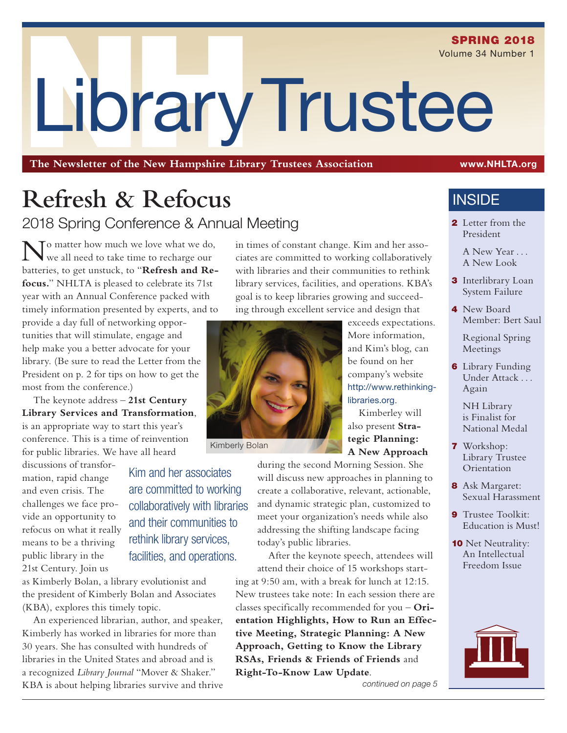SPRING 2018
Volume 34 Number 1

# Library Trustee

**The Newsletter of the New Hampshire Library Trustees Association** www.NHLTA.org

## INSIDE

- **2** Letter from the President
- A New Year . . . A New Look
- **3** Interlibrary Loan System Failure
- **4** New Board Member: Bert Saul
- Regional Spring Meetings
- **6** Library Funding Under Attack . . . Again
- NH Library is Finalist for National Medal
- **7** Workshop: Library Trustee Orientation
- **8** Ask Margaret: Sexual Harassment
- **9** Trustee Toolkit: Education is Must!
- **10** Net Neutrality: An Intellectual Freedom Issue

# Refresh & Refocus

## 2018 Spring Conference & Annual Meeting

No matter how much we love what we do, we all need to take time to recharge our batteries, to get unstuck, to "**Refresh and Refocus.**" NHLTA is pleased to celebrate its 71st year with an Annual Conference packed with timely information presented by experts, and to provide a day full of networking opportunities that will stimulate, engage and help make you a better advocate for your library. (Be sure to read the Letter from the President on p. 2 for tips on how to get the most from the conference.)

The keynote address – **21st Century Library Services and Transformation**, is an appropriate way to start this year's conference. This is a time of reinvention for public libraries. We have all heard discussions of transformation, rapid change and even crisis. The challenges we face provide an opportunity to refocus on what it really means to be a thriving public library in the 21st Century. Join us as Kimberly Bolan, a library evolutionist and the president of Kimberly Bolan and Associates (KBA), explores this timely topic.

> Kim and her associates are committed to working collaboratively with libraries and their communities to rethink library services, facilities, and operations.

An experienced librarian, author, and speaker, Kimberly has worked in libraries for more than 30 years. She has consulted with hundreds of libraries in the United States and abroad and is a recognized *Library Journal* "Mover & Shaker." KBA is about helping libraries survive and thrive in times of constant change. Kim and her associates are committed to working collaboratively with libraries and their communities to rethink library services, facilities, and operations. KBA's goal is to keep libraries growing and succeeding through excellent service and design that exceeds expectations. More information, and Kim's blog, can be found on her company's website http://www.rethinking-libraries.org.

Kimberly Bolan

Kimberley will also present **Strategic Planning: A New Approach** during the second Morning Session. She will discuss new approaches in planning to create a collaborative, relevant, actionable, and dynamic strategic plan, customized to meet your organization's needs while also addressing the shifting landscape facing today's public libraries.

After the keynote speech, attendees will attend their choice of 15 workshops starting at 9:50 am, with a break for lunch at 12:15. New trustees take note: In each session there are classes specifically recommended for you – **Orientation Highlights, How to Run an Effective Meeting, Strategic Planning: A New Approach, Getting to Know the Library RSAs, Friends & Friends of Friends** and **Right-To-Know Law Update**.

*continued on page 5*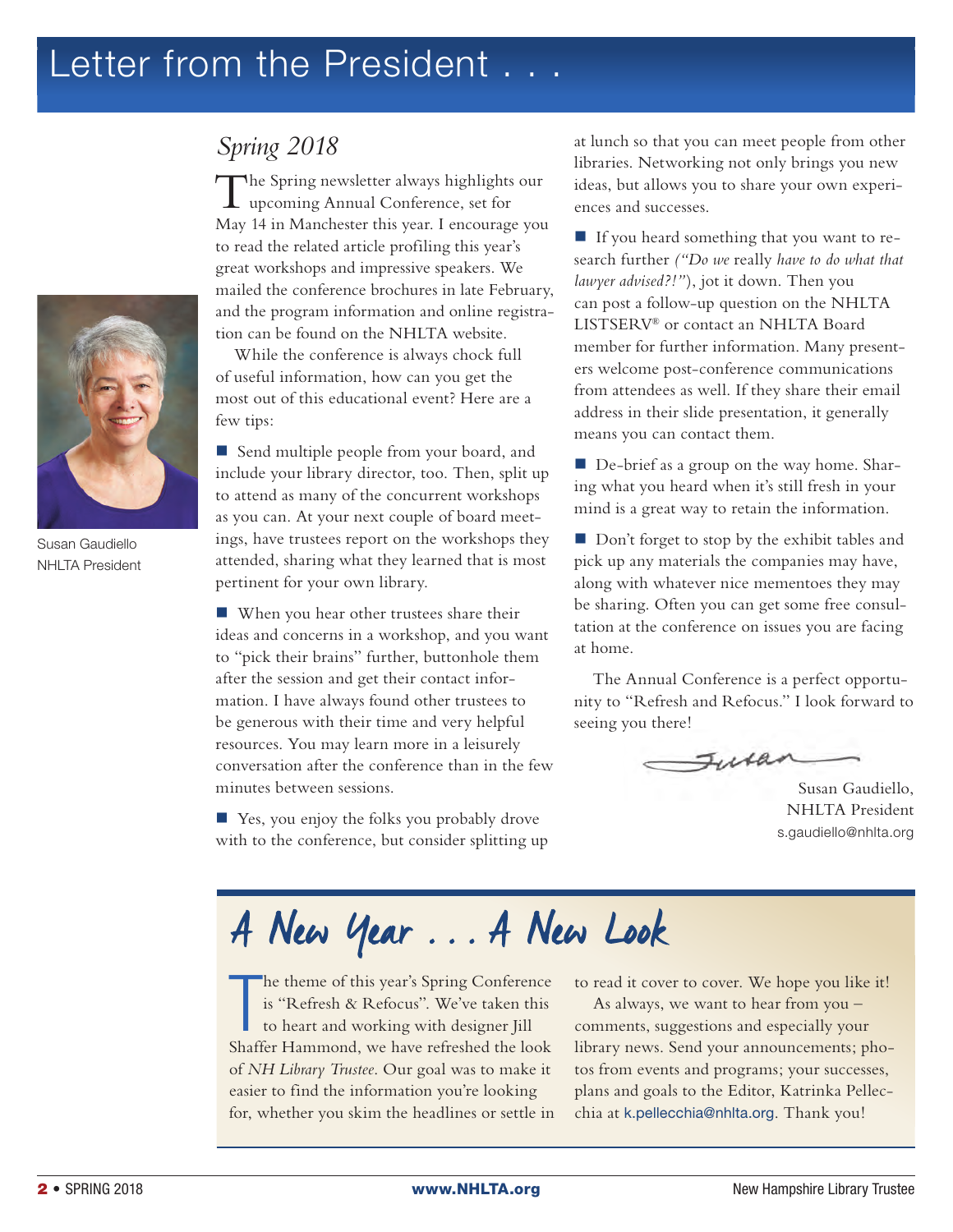# Letter from the President . . .

Susan Gaudiello
NHLTA President

## *Spring 2018*

The Spring newsletter always highlights our upcoming Annual Conference, set for May 14 in Manchester this year. I encourage you to read the related article profiling this year's great workshops and impressive speakers. We mailed the conference brochures in late February, and the program information and online registration can be found on the NHLTA website.

While the conference is always chock full of useful information, how can you get the most out of this educational event? Here are a few tips:

- Send multiple people from your board, and include your library director, too. Then, split up to attend as many of the concurrent workshops as you can. At your next couple of board meetings, have trustees report on the workshops they attended, sharing what they learned that is most pertinent for your own library.
- When you hear other trustees share their ideas and concerns in a workshop, and you want to "pick their brains" further, buttonhole them after the session and get their contact information. I have always found other trustees to be generous with their time and very helpful resources. You may learn more in a leisurely conversation after the conference than in the few minutes between sessions.
- Yes, you enjoy the folks you probably drove with to the conference, but consider splitting up at lunch so that you can meet people from other libraries. Networking not only brings you new ideas, but allows you to share your own experiences and successes.
- If you heard something that you want to research further *("Do we* really *have to do what that lawyer advised?!")*, jot it down. Then you can post a follow-up question on the NHLTA LISTSERV® or contact an NHLTA Board member for further information. Many presenters welcome post-conference communications from attendees as well. If they share their email address in their slide presentation, it generally means you can contact them.
- De-brief as a group on the way home. Sharing what you heard when it's still fresh in your mind is a great way to retain the information.
- Don't forget to stop by the exhibit tables and pick up any materials the companies may have, along with whatever nice mementoes they may be sharing. Often you can get some free consultation at the conference on issues you are facing at home.

The Annual Conference is a perfect opportunity to "Refresh and Refocus." I look forward to seeing you there!

Susan

Susan Gaudiello,
NHLTA President
s.gaudiello@nhlta.org

# A New Year . . . A New Look

The theme of this year's Spring Conference is "Refresh & Refocus". We've taken this to heart and working with designer Jill Shaffer Hammond, we have refreshed the look of *NH Library Trustee*. Our goal was to make it easier to find the information you're looking for, whether you skim the headlines or settle in to read it cover to cover. We hope you like it!

As always, we want to hear from you – comments, suggestions and especially your library news. Send your announcements; photos from events and programs; your successes, plans and goals to the Editor, Katrinka Pellecchia at k.pellecchia@nhlta.org. Thank you!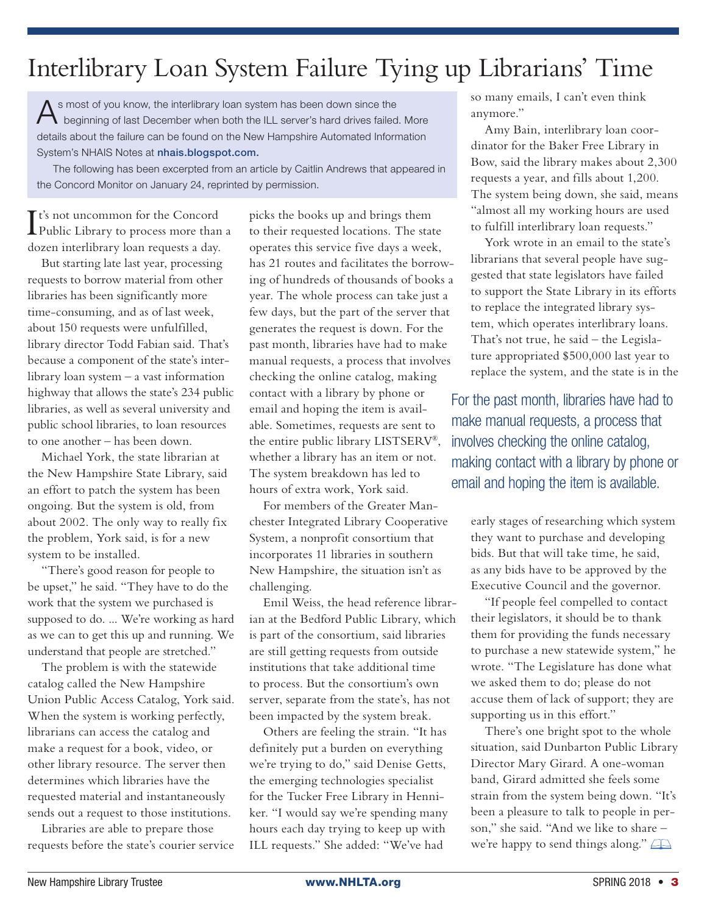# Interlibrary Loan System Failure Tying up Librarians' Time

As most of you know, the interlibrary loan system has been down since the beginning of last December when both the ILL server's hard drives failed. More details about the failure can be found on the New Hampshire Automated Information System's NHAIS Notes at **nhais.blogspot.com.**

The following has been excerpted from an article by Caitlin Andrews that appeared in the Concord Monitor on January 24, reprinted by permission.

It's not uncommon for the Concord Public Library to process more than a dozen interlibrary loan requests a day.

But starting late last year, processing requests to borrow material from other libraries has been significantly more time-consuming, and as of last week, about 150 requests were unfulfilled, library director Todd Fabian said. That's because a component of the state's interlibrary loan system – a vast information highway that allows the state's 234 public libraries, as well as several university and public school libraries, to loan resources to one another – has been down.

Michael York, the state librarian at the New Hampshire State Library, said an effort to patch the system has been ongoing. But the system is old, from about 2002. The only way to really fix the problem, York said, is for a new system to be installed.

"There's good reason for people to be upset," he said. "They have to do the work that the system we purchased is supposed to do. ... We're working as hard as we can to get this up and running. We understand that people are stretched."

The problem is with the statewide catalog called the New Hampshire Union Public Access Catalog, York said. When the system is working perfectly, librarians can access the catalog and make a request for a book, video, or other library resource. The server then determines which libraries have the requested material and instantaneously sends out a request to those institutions.

Libraries are able to prepare those requests before the state's courier service picks the books up and brings them to their requested locations. The state operates this service five days a week, has 21 routes and facilitates the borrowing of hundreds of thousands of books a year. The whole process can take just a few days, but the part of the server that generates the request is down. For the past month, libraries have had to make manual requests, a process that involves checking the online catalog, making contact with a library by phone or email and hoping the item is available. Sometimes, requests are sent to the entire public library LISTSERV®, whether a library has an item or not. The system breakdown has led to hours of extra work, York said.

For members of the Greater Manchester Integrated Library Cooperative System, a nonprofit consortium that incorporates 11 libraries in southern New Hampshire, the situation isn't as challenging.

Emil Weiss, the head reference librarian at the Bedford Public Library, which is part of the consortium, said libraries are still getting requests from outside institutions that take additional time to process. But the consortium's own server, separate from the state's, has not been impacted by the system break.

Others are feeling the strain. "It has definitely put a burden on everything we're trying to do," said Denise Getts, the emerging technologies specialist for the Tucker Free Library in Henniker. "I would say we're spending many hours each day trying to keep up with ILL requests." She added: "We've had so many emails, I can't even think anymore."

Amy Bain, interlibrary loan coordinator for the Baker Free Library in Bow, said the library makes about 2,300 requests a year, and fills about 1,200. The system being down, she said, means "almost all my working hours are used to fulfill interlibrary loan requests."

York wrote in an email to the state's librarians that several people have suggested that state legislators have failed to support the State Library in its efforts to replace the integrated library system, which operates interlibrary loans. That's not true, he said – the Legislature appropriated $500,000 last year to replace the system, and the state is in the early stages of researching which system they want to purchase and developing bids. But that will take time, he said, as any bids have to be approved by the Executive Council and the governor.

> For the past month, libraries have had to make manual requests, a process that involves checking the online catalog, making contact with a library by phone or email and hoping the item is available.

"If people feel compelled to contact their legislators, it should be to thank them for providing the funds necessary to purchase a new statewide system," he wrote. "The Legislature has done what we asked them to do; please do not accuse them of lack of support; they are supporting us in this effort."

There's one bright spot to the whole situation, said Dunbarton Public Library Director Mary Girard. A one-woman band, Girard admitted she feels some strain from the system being down. "It's been a pleasure to talk to people in person," she said. "And we like to share – we're happy to send things along."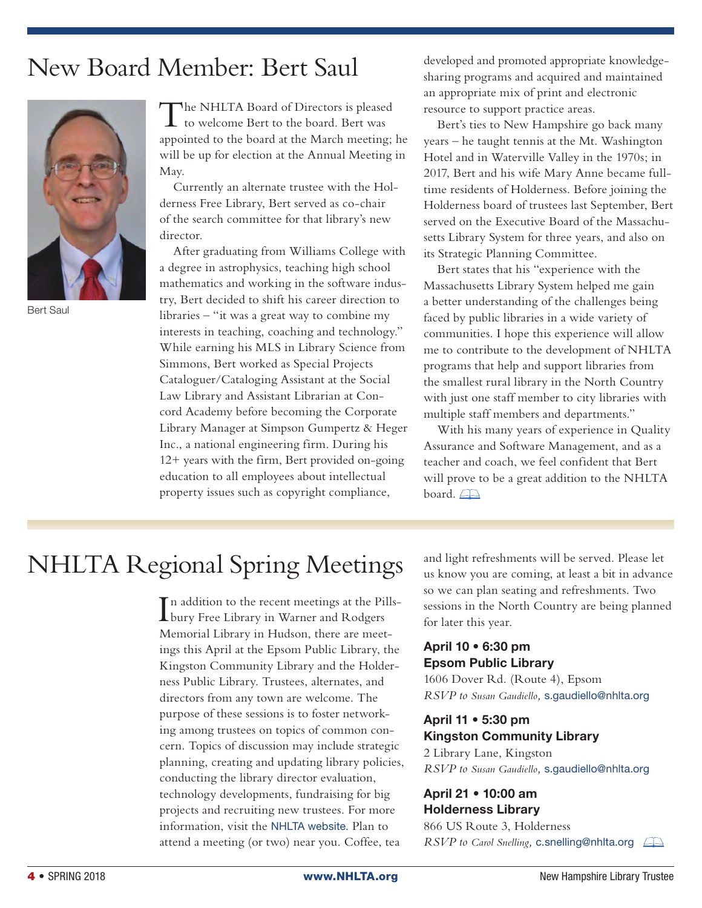# New Board Member: Bert Saul

Bert Saul

The NHLTA Board of Directors is pleased to welcome Bert to the board. Bert was appointed to the board at the March meeting; he will be up for election at the Annual Meeting in May.

Currently an alternate trustee with the Holderness Free Library, Bert served as co-chair of the search committee for that library's new director.

After graduating from Williams College with a degree in astrophysics, teaching high school mathematics and working in the software industry, Bert decided to shift his career direction to libraries – "it was a great way to combine my interests in teaching, coaching and technology." While earning his MLS in Library Science from Simmons, Bert worked as Special Projects Cataloguer/Cataloging Assistant at the Social Law Library and Assistant Librarian at Concord Academy before becoming the Corporate Library Manager at Simpson Gumpertz & Heger Inc., a national engineering firm. During his 12+ years with the firm, Bert provided on-going education to all employees about intellectual property issues such as copyright compliance, developed and promoted appropriate knowledge-sharing programs and acquired and maintained an appropriate mix of print and electronic resource to support practice areas.

Bert's ties to New Hampshire go back many years – he taught tennis at the Mt. Washington Hotel and in Waterville Valley in the 1970s; in 2017, Bert and his wife Mary Anne became full-time residents of Holderness. Before joining the Holderness board of trustees last September, Bert served on the Executive Board of the Massachusetts Library System for three years, and also on its Strategic Planning Committee.

Bert states that his "experience with the Massachusetts Library System helped me gain a better understanding of the challenges being faced by public libraries in a wide variety of communities. I hope this experience will allow me to contribute to the development of NHLTA programs that help and support libraries from the smallest rural library in the North Country with just one staff member to city libraries with multiple staff members and departments."

With his many years of experience in Quality Assurance and Software Management, and as a teacher and coach, we feel confident that Bert will prove to be a great addition to the NHLTA board.

# NHLTA Regional Spring Meetings

In addition to the recent meetings at the Pillsbury Free Library in Warner and Rodgers Memorial Library in Hudson, there are meetings this April at the Epsom Public Library, the Kingston Community Library and the Holderness Public Library. Trustees, alternates, and directors from any town are welcome. The purpose of these sessions is to foster networking among trustees on topics of common concern. Topics of discussion may include strategic planning, creating and updating library policies, conducting the library director evaluation, technology developments, fundraising for big projects and recruiting new trustees. For more information, visit the NHLTA website. Plan to attend a meeting (or two) near you. Coffee, tea and light refreshments will be served. Please let us know you are coming, at least a bit in advance so we can plan seating and refreshments. Two sessions in the North Country are being planned for later this year.

**April 10 • 6:30 pm**
**Epsom Public Library**
1606 Dover Rd. (Route 4), Epsom
*RSVP to Susan Gaudiello,* s.gaudiello@nhlta.org

**April 11 • 5:30 pm**
**Kingston Community Library**
2 Library Lane, Kingston
*RSVP to Susan Gaudiello,* s.gaudiello@nhlta.org

**April 21 • 10:00 am**
**Holderness Library**
866 US Route 3, Holderness
*RSVP to Carol Snelling,* c.snelling@nhlta.org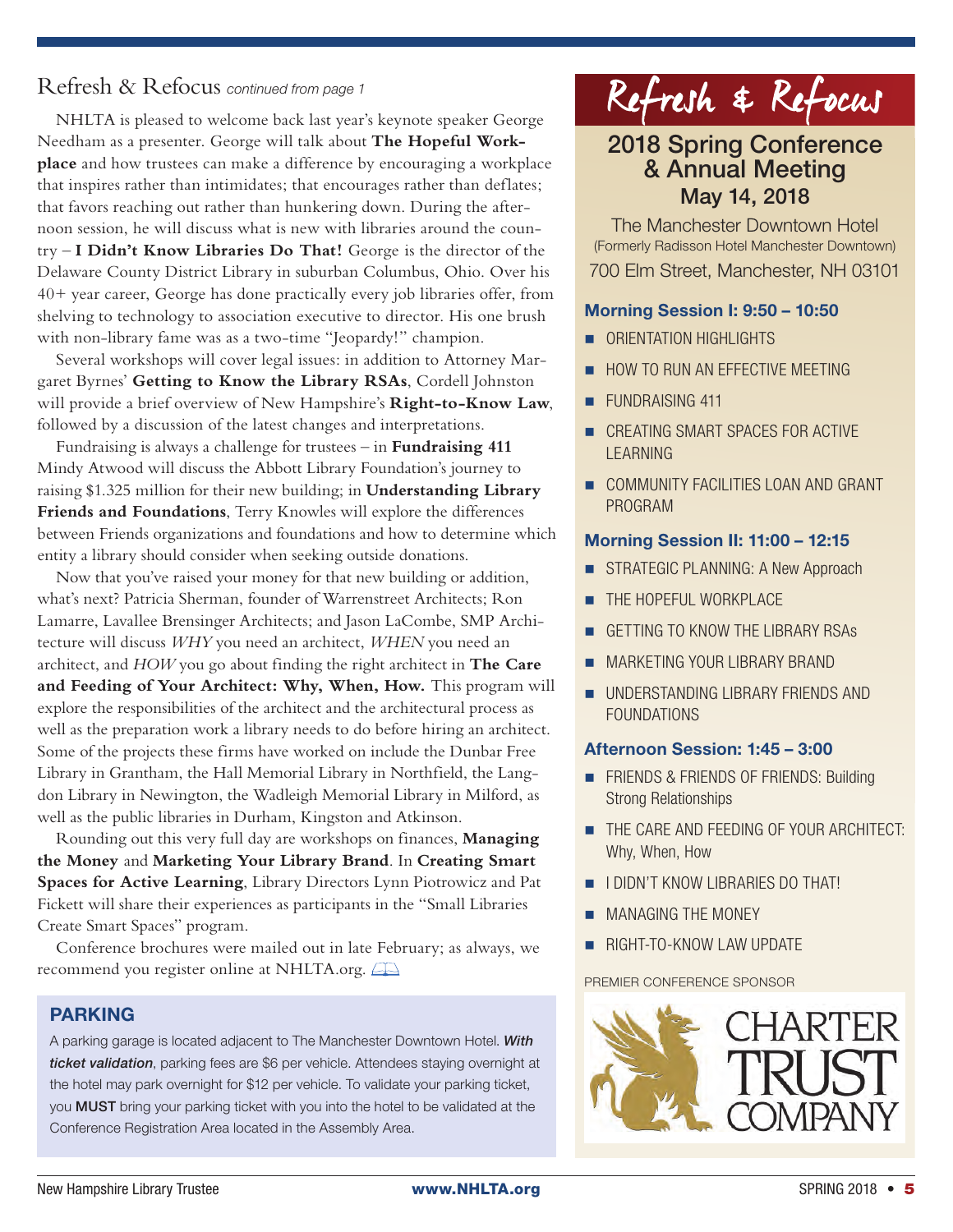## Refresh & Refocus *continued from page 1*

NHLTA is pleased to welcome back last year's keynote speaker George Needham as a presenter. George will talk about **The Hopeful Workplace** and how trustees can make a difference by encouraging a workplace that inspires rather than intimidates; that encourages rather than deflates; that favors reaching out rather than hunkering down. During the afternoon session, he will discuss what is new with libraries around the country – **I Didn't Know Libraries Do That!** George is the director of the Delaware County District Library in suburban Columbus, Ohio. Over his 40+ year career, George has done practically every job libraries offer, from shelving to technology to association executive to director. His one brush with non-library fame was as a two-time "Jeopardy!" champion.

Several workshops will cover legal issues: in addition to Attorney Margaret Byrnes' **Getting to Know the Library RSAs**, Cordell Johnston will provide a brief overview of New Hampshire's **Right-to-Know Law**, followed by a discussion of the latest changes and interpretations.

Fundraising is always a challenge for trustees – in **Fundraising 411** Mindy Atwood will discuss the Abbott Library Foundation's journey to raising $1.325 million for their new building; in **Understanding Library Friends and Foundations**, Terry Knowles will explore the differences between Friends organizations and foundations and how to determine which entity a library should consider when seeking outside donations.

Now that you've raised your money for that new building or addition, what's next? Patricia Sherman, founder of Warrenstreet Architects; Ron Lamarre, Lavallee Brensinger Architects; and Jason LaCombe, SMP Architecture will discuss *WHY* you need an architect, *WHEN* you need an architect, and *HOW* you go about finding the right architect in **The Care and Feeding of Your Architect: Why, When, How.** This program will explore the responsibilities of the architect and the architectural process as well as the preparation work a library needs to do before hiring an architect. Some of the projects these firms have worked on include the Dunbar Free Library in Grantham, the Hall Memorial Library in Northfield, the Langdon Library in Newington, the Wadleigh Memorial Library in Milford, as well as the public libraries in Durham, Kingston and Atkinson.

Rounding out this very full day are workshops on finances, **Managing the Money** and **Marketing Your Library Brand**. In **Creating Smart Spaces for Active Learning**, Library Directors Lynn Piotrowicz and Pat Fickett will share their experiences as participants in the "Small Libraries Create Smart Spaces" program.

Conference brochures were mailed out in late February; as always, we recommend you register online at NHLTA.org.

### PARKING

A parking garage is located adjacent to The Manchester Downtown Hotel. ***With ticket validation***, parking fees are $6 per vehicle. Attendees staying overnight at the hotel may park overnight for $12 per vehicle. To validate your parking ticket, you **MUST** bring your parking ticket with you into the hotel to be validated at the Conference Registration Area located in the Assembly Area.

## Refresh & Refocus

### 2018 Spring Conference & Annual Meeting
### May 14, 2018

The Manchester Downtown Hotel
(Formerly Radisson Hotel Manchester Downtown)
700 Elm Street, Manchester, NH 03101

**Morning Session I: 9:50 – 10:50**

- ORIENTATION HIGHLIGHTS
- HOW TO RUN AN EFFECTIVE MEETING
- FUNDRAISING 411
- CREATING SMART SPACES FOR ACTIVE LEARNING
- COMMUNITY FACILITIES LOAN AND GRANT PROGRAM

**Morning Session II: 11:00 – 12:15**

- STRATEGIC PLANNING: A New Approach
- THE HOPEFUL WORKPLACE
- GETTING TO KNOW THE LIBRARY RSAs
- MARKETING YOUR LIBRARY BRAND
- UNDERSTANDING LIBRARY FRIENDS AND FOUNDATIONS

**Afternoon Session: 1:45 – 3:00**

- FRIENDS & FRIENDS OF FRIENDS: Building Strong Relationships
- THE CARE AND FEEDING OF YOUR ARCHITECT: Why, When, How
- I DIDN'T KNOW LIBRARIES DO THAT!
- MANAGING THE MONEY
- RIGHT-TO-KNOW LAW UPDATE

PREMIER CONFERENCE SPONSOR

CHARTER TRUST COMPANY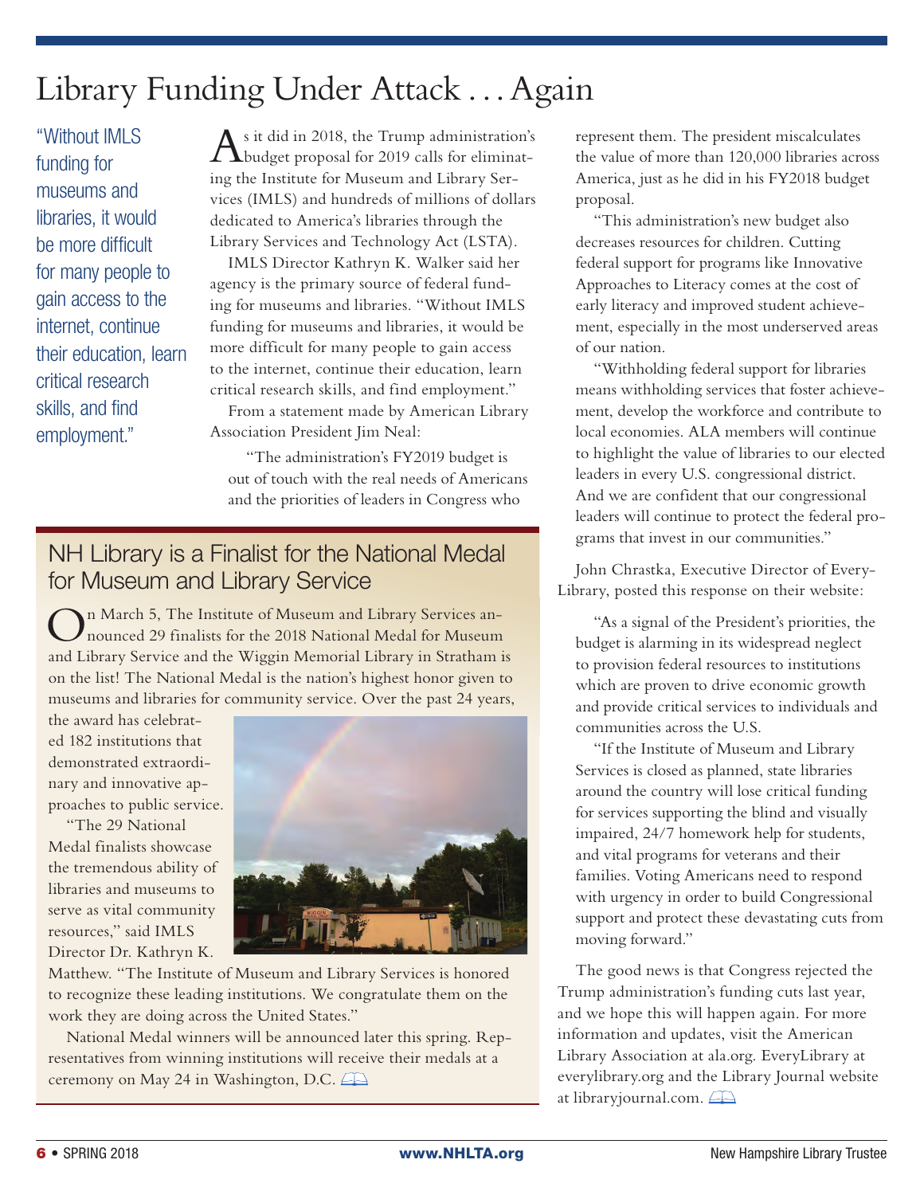# Library Funding Under Attack . . . Again

"Without IMLS funding for museums and libraries, it would be more difficult for many people to gain access to the internet, continue their education, learn critical research skills, and find employment."

As it did in 2018, the Trump administration's budget proposal for 2019 calls for eliminating the Institute for Museum and Library Services (IMLS) and hundreds of millions of dollars dedicated to America's libraries through the Library Services and Technology Act (LSTA).

IMLS Director Kathryn K. Walker said her agency is the primary source of federal funding for museums and libraries. "Without IMLS funding for museums and libraries, it would be more difficult for many people to gain access to the internet, continue their education, learn critical research skills, and find employment."

From a statement made by American Library Association President Jim Neal:

> "The administration's FY2019 budget is out of touch with the real needs of Americans and the priorities of leaders in Congress who represent them. The president miscalculates the value of more than 120,000 libraries across America, just as he did in his FY2018 budget proposal.
>
> "This administration's new budget also decreases resources for children. Cutting federal support for programs like Innovative Approaches to Literacy comes at the cost of early literacy and improved student achievement, especially in the most underserved areas of our nation.
>
> "Withholding federal support for libraries means withholding services that foster achievement, develop the workforce and contribute to local economies. ALA members will continue to highlight the value of libraries to our elected leaders in every U.S. congressional district. And we are confident that our congressional leaders will continue to protect the federal programs that invest in our communities."

John Chrastka, Executive Director of EveryLibrary, posted this response on their website:

> "As a signal of the President's priorities, the budget is alarming in its widespread neglect to provision federal resources to institutions which are proven to drive economic growth and provide critical services to individuals and communities across the U.S.
>
> "If the Institute of Museum and Library Services is closed as planned, state libraries around the country will lose critical funding for services supporting the blind and visually impaired, 24/7 homework help for students, and vital programs for veterans and their families. Voting Americans need to respond with urgency in order to build Congressional support and protect these devastating cuts from moving forward."

The good news is that Congress rejected the Trump administration's funding cuts last year, and we hope this will happen again. For more information and updates, visit the American Library Association at ala.org. EveryLibrary at everylibrary.org and the Library Journal website at libraryjournal.com.

## NH Library is a Finalist for the National Medal for Museum and Library Service

On March 5, The Institute of Museum and Library Services announced 29 finalists for the 2018 National Medal for Museum and Library Service and the Wiggin Memorial Library in Stratham is on the list! The National Medal is the nation's highest honor given to museums and libraries for community service. Over the past 24 years, the award has celebrated 182 institutions that demonstrated extraordinary and innovative approaches to public service.

"The 29 National Medal finalists showcase the tremendous ability of libraries and museums to serve as vital community resources," said IMLS Director Dr. Kathryn K. Matthew. "The Institute of Museum and Library Services is honored to recognize these leading institutions. We congratulate them on the work they are doing across the United States."

National Medal winners will be announced later this spring. Representatives from winning institutions will receive their medals at a ceremony on May 24 in Washington, D.C.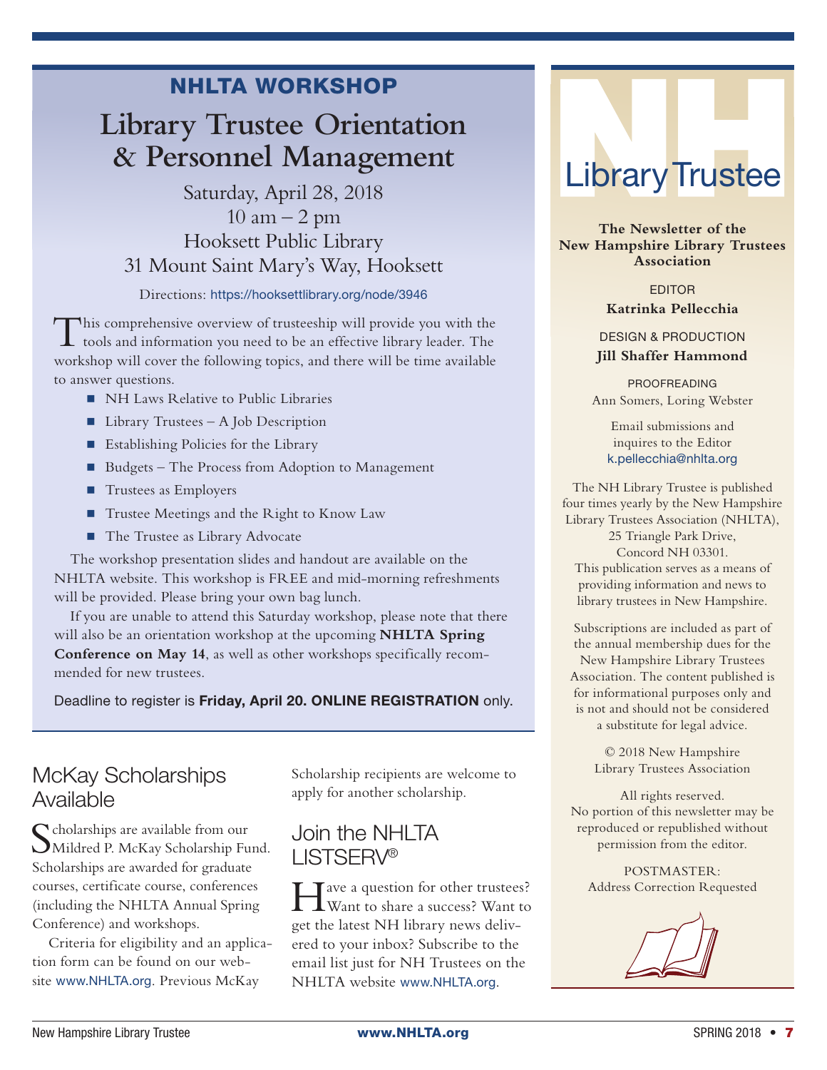## NHLTA WORKSHOP

# Library Trustee Orientation & Personnel Management

Saturday, April 28, 2018
10 am – 2 pm
Hooksett Public Library
31 Mount Saint Mary's Way, Hooksett

Directions: https://hooksettlibrary.org/node/3946

This comprehensive overview of trusteeship will provide you with the tools and information you need to be an effective library leader. The workshop will cover the following topics, and there will be time available to answer questions.

- NH Laws Relative to Public Libraries
- Library Trustees – A Job Description
- Establishing Policies for the Library
- Budgets – The Process from Adoption to Management
- Trustees as Employers
- Trustee Meetings and the Right to Know Law
- The Trustee as Library Advocate

The workshop presentation slides and handout are available on the NHLTA website. This workshop is FREE and mid-morning refreshments will be provided. Please bring your own bag lunch.

If you are unable to attend this Saturday workshop, please note that there will also be an orientation workshop at the upcoming **NHLTA Spring Conference on May 14**, as well as other workshops specifically recommended for new trustees.

Deadline to register is **Friday, April 20. ONLINE REGISTRATION** only.

## McKay Scholarships Available

Scholarships are available from our Mildred P. McKay Scholarship Fund. Scholarships are awarded for graduate courses, certificate course, conferences (including the NHLTA Annual Spring Conference) and workshops.

Criteria for eligibility and an application form can be found on our website www.NHLTA.org. Previous McKay Scholarship recipients are welcome to apply for another scholarship.

## Join the NHLTA LISTSERV®

Have a question for other trustees? Want to share a success? Want to get the latest NH library news delivered to your inbox? Subscribe to the email list just for NH Trustees on the NHLTA website www.NHLTA.org.

# NH Library Trustee

**The Newsletter of the New Hampshire Library Trustees Association**

EDITOR
**Katrinka Pellecchia**

DESIGN & PRODUCTION
**Jill Shaffer Hammond**

PROOFREADING
Ann Somers, Loring Webster

Email submissions and inquires to the Editor
k.pellecchia@nhlta.org

The NH Library Trustee is published four times yearly by the New Hampshire Library Trustees Association (NHLTA), 25 Triangle Park Drive, Concord NH 03301. This publication serves as a means of providing information and news to library trustees in New Hampshire.

Subscriptions are included as part of the annual membership dues for the New Hampshire Library Trustees Association. The content published is for informational purposes only and is not and should not be considered a substitute for legal advice.

© 2018 New Hampshire Library Trustees Association

All rights reserved. No portion of this newsletter may be reproduced or republished without permission from the editor.

POSTMASTER: Address Correction Requested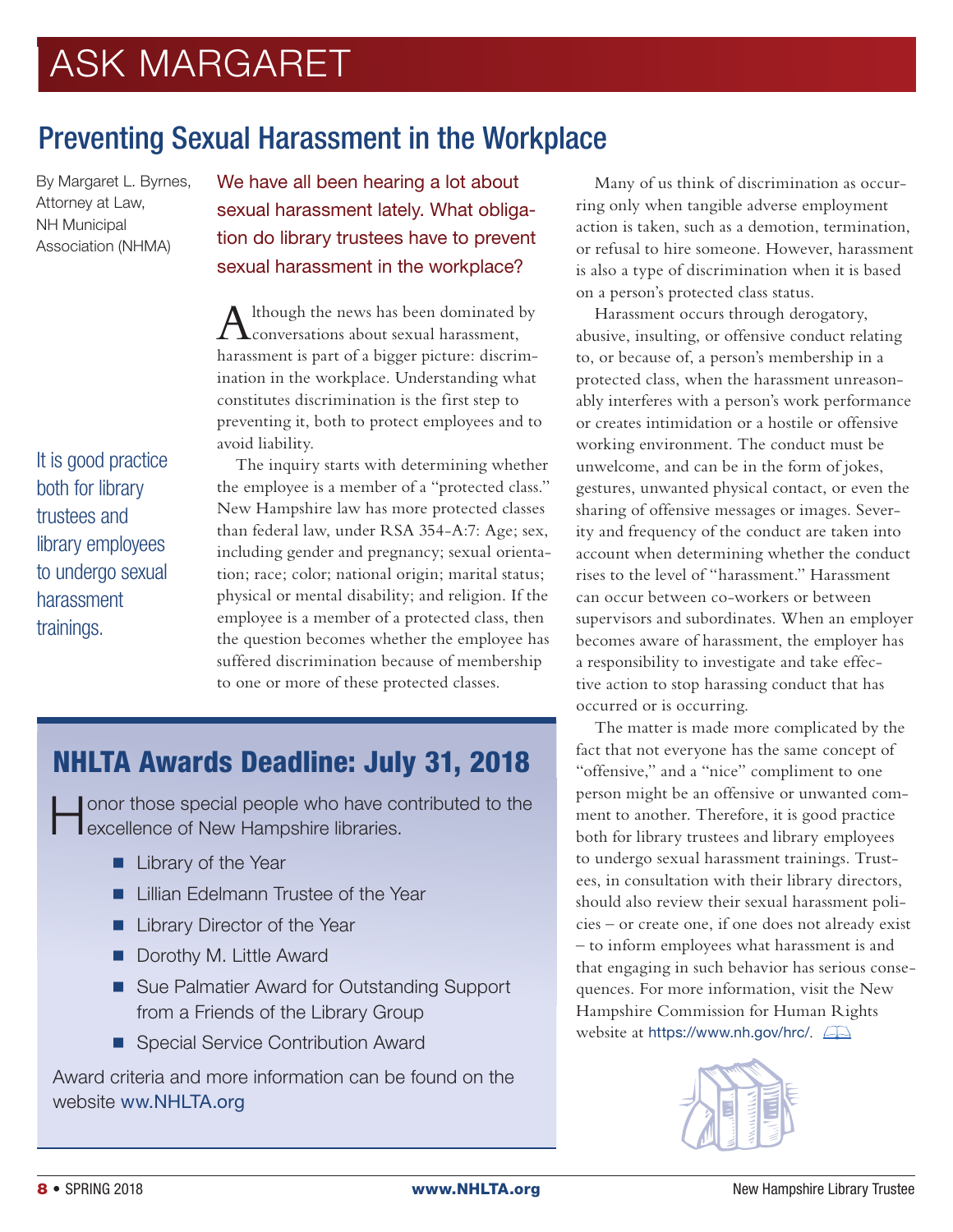# ASK MARGARET

## Preventing Sexual Harassment in the Workplace

By Margaret L. Byrnes, Attorney at Law, NH Municipal Association (NHMA)

**We have all been hearing a lot about sexual harassment lately. What obligation do library trustees have to prevent sexual harassment in the workplace?**

Although the news has been dominated by conversations about sexual harassment, harassment is part of a bigger picture: discrimination in the workplace. Understanding what constitutes discrimination is the first step to preventing it, both to protect employees and to avoid liability.

The inquiry starts with determining whether the employee is a member of a "protected class." New Hampshire law has more protected classes than federal law, under RSA 354-A:7: Age; sex, including gender and pregnancy; sexual orientation; race; color; national origin; marital status; physical or mental disability; and religion. If the employee is a member of a protected class, then the question becomes whether the employee has suffered discrimination because of membership to one or more of these protected classes.

> It is good practice both for library trustees and library employees to undergo sexual harassment trainings.

Many of us think of discrimination as occurring only when tangible adverse employment action is taken, such as a demotion, termination, or refusal to hire someone. However, harassment is also a type of discrimination when it is based on a person's protected class status.

Harassment occurs through derogatory, abusive, insulting, or offensive conduct relating to, or because of, a person's membership in a protected class, when the harassment unreasonably interferes with a person's work performance or creates intimidation or a hostile or offensive working environment. The conduct must be unwelcome, and can be in the form of jokes, gestures, unwanted physical contact, or even the sharing of offensive messages or images. Severity and frequency of the conduct are taken into account when determining whether the conduct rises to the level of "harassment." Harassment can occur between co-workers or between supervisors and subordinates. When an employer becomes aware of harassment, the employer has a responsibility to investigate and take effective action to stop harassing conduct that has occurred or is occurring.

The matter is made more complicated by the fact that not everyone has the same concept of "offensive," and a "nice" compliment to one person might be an offensive or unwanted comment to another. Therefore, it is good practice both for library trustees and library employees to undergo sexual harassment trainings. Trustees, in consultation with their library directors, should also review their sexual harassment policies – or create one, if one does not already exist – to inform employees what harassment is and that engaging in such behavior has serious consequences. For more information, visit the New Hampshire Commission for Human Rights website at https://www.nh.gov/hrc/.

---

## NHLTA Awards Deadline: July 31, 2018

Honor those special people who have contributed to the excellence of New Hampshire libraries.

- Library of the Year
- Lillian Edelmann Trustee of the Year
- Library Director of the Year
- Dorothy M. Little Award
- Sue Palmatier Award for Outstanding Support from a Friends of the Library Group
- Special Service Contribution Award

Award criteria and more information can be found on the website ww.NHLTA.org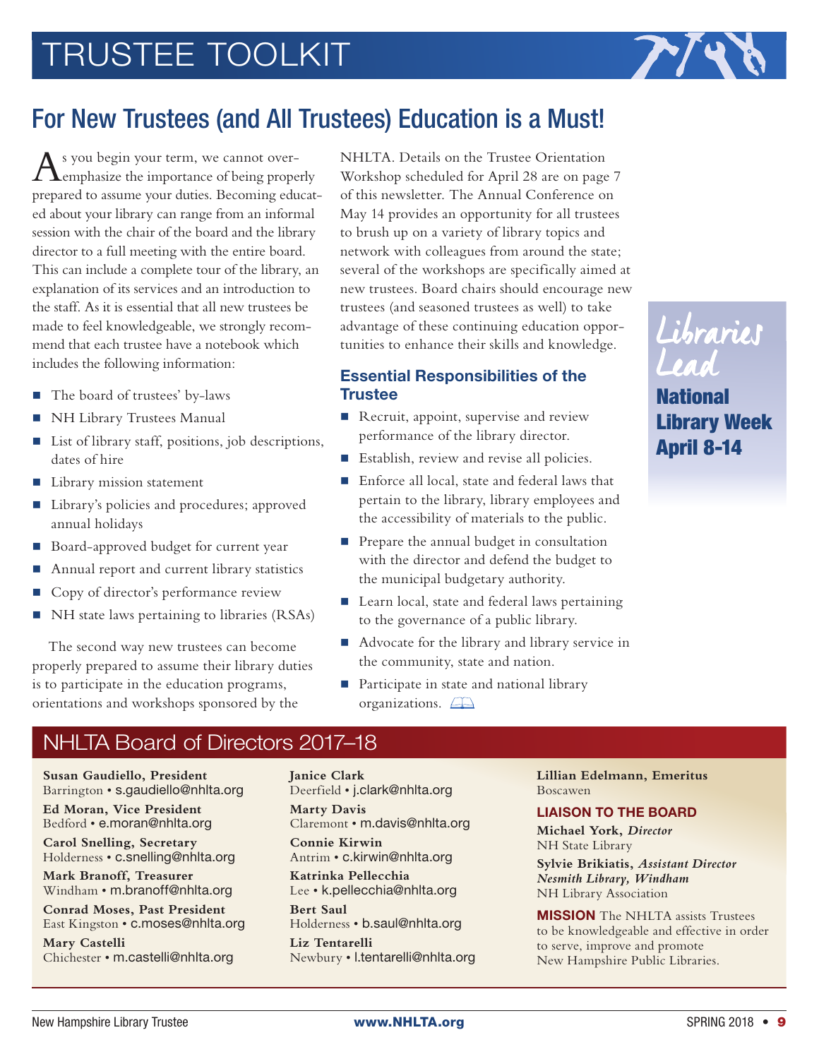# TRUSTEE TOOLKIT

## For New Trustees (and All Trustees) Education is a Must!

As you begin your term, we cannot over-emphasize the importance of being properly prepared to assume your duties. Becoming educated about your library can range from an informal session with the chair of the board and the library director to a full meeting with the entire board. This can include a complete tour of the library, an explanation of its services and an introduction to the staff. As it is essential that all new trustees be made to feel knowledgeable, we strongly recommend that each trustee have a notebook which includes the following information:

- The board of trustees' by-laws
- NH Library Trustees Manual
- List of library staff, positions, job descriptions, dates of hire
- Library mission statement
- Library's policies and procedures; approved annual holidays
- Board-approved budget for current year
- Annual report and current library statistics
- Copy of director's performance review
- NH state laws pertaining to libraries (RSAs)

The second way new trustees can become properly prepared to assume their library duties is to participate in the education programs, orientations and workshops sponsored by the NHLTA. Details on the Trustee Orientation Workshop scheduled for April 28 are on page 7 of this newsletter. The Annual Conference on May 14 provides an opportunity for all trustees to brush up on a variety of library topics and network with colleagues from around the state; several of the workshops are specifically aimed at new trustees. Board chairs should encourage new trustees (and seasoned trustees as well) to take advantage of these continuing education opportunities to enhance their skills and knowledge.

### Essential Responsibilities of the Trustee

- Recruit, appoint, supervise and review performance of the library director.
- Establish, review and revise all policies.
- Enforce all local, state and federal laws that pertain to the library, library employees and the accessibility of materials to the public.
- Prepare the annual budget in consultation with the director and defend the budget to the municipal budgetary authority.
- Learn local, state and federal laws pertaining to the governance of a public library.
- Advocate for the library and library service in the community, state and nation.
- Participate in state and national library organizations.

*Libraries Lead*

**National Library Week April 8-14**

## NHLTA Board of Directors 2017–18

**Susan Gaudiello, President**
Barrington • s.gaudiello@nhlta.org

**Ed Moran, Vice President**
Bedford • e.moran@nhlta.org

**Carol Snelling, Secretary**
Holderness • c.snelling@nhlta.org

**Mark Branoff, Treasurer**
Windham • m.branoff@nhlta.org

**Conrad Moses, Past President**
East Kingston • c.moses@nhlta.org

**Mary Castelli**
Chichester • m.castelli@nhlta.org

**Janice Clark**
Deerfield • j.clark@nhlta.org

**Marty Davis**
Claremont • m.davis@nhlta.org

**Connie Kirwin**
Antrim • c.kirwin@nhlta.org

**Katrinka Pellecchia**
Lee • k.pellecchia@nhlta.org

**Bert Saul**
Holderness • b.saul@nhlta.org

**Liz Tentarelli**
Newbury • l.tentarelli@nhlta.org

**Lillian Edelmann, Emeritus**
Boscawen

### LIAISON TO THE BOARD

**Michael York,** ***Director***
NH State Library

**Sylvie Brikiatis,** ***Assistant Director Nesmith Library, Windham***
NH Library Association

**MISSION** The NHLTA assists Trustees to be knowledgeable and effective in order to serve, improve and promote New Hampshire Public Libraries.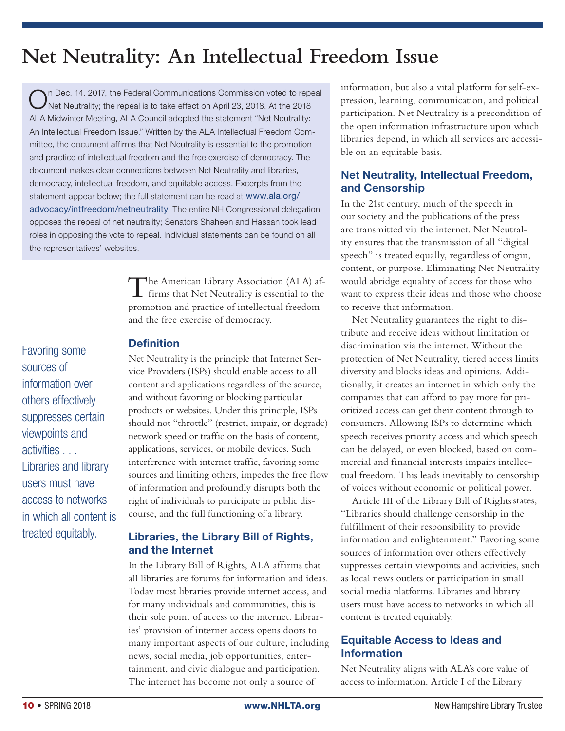# Net Neutrality: An Intellectual Freedom Issue

On Dec. 14, 2017, the Federal Communications Commission voted to repeal Net Neutrality; the repeal is to take effect on April 23, 2018. At the 2018 ALA Midwinter Meeting, ALA Council adopted the statement "Net Neutrality: An Intellectual Freedom Issue." Written by the ALA Intellectual Freedom Committee, the document affirms that Net Neutrality is essential to the promotion and practice of intellectual freedom and the free exercise of democracy. The document makes clear connections between Net Neutrality and libraries, democracy, intellectual freedom, and equitable access. Excerpts from the statement appear below; the full statement can be read at www.ala.org/advocacy/intfreedom/netneutrality. The entire NH Congressional delegation opposes the repeal of net neutrality; Senators Shaheen and Hassan took lead roles in opposing the vote to repeal. Individual statements can be found on all the representatives' websites.

The American Library Association (ALA) affirms that Net Neutrality is essential to the promotion and practice of intellectual freedom and the free exercise of democracy.

> Favoring some sources of information over others effectively suppresses certain viewpoints and activities . . . Libraries and library users must have access to networks in which all content is treated equitably.

### Definition

Net Neutrality is the principle that Internet Service Providers (ISPs) should enable access to all content and applications regardless of the source, and without favoring or blocking particular products or websites. Under this principle, ISPs should not "throttle" (restrict, impair, or degrade) network speed or traffic on the basis of content, applications, services, or mobile devices. Such interference with internet traffic, favoring some sources and limiting others, impedes the free flow of information and profoundly disrupts both the right of individuals to participate in public discourse, and the full functioning of a library.

### Libraries, the Library Bill of Rights, and the Internet

In the Library Bill of Rights, ALA affirms that all libraries are forums for information and ideas. Today most libraries provide internet access, and for many individuals and communities, this is their sole point of access to the internet. Libraries' provision of internet access opens doors to many important aspects of our culture, including news, social media, job opportunities, entertainment, and civic dialogue and participation. The internet has become not only a source of information, but also a vital platform for self-expression, learning, communication, and political participation. Net Neutrality is a precondition of the open information infrastructure upon which libraries depend, in which all services are accessible on an equitable basis.

### Net Neutrality, Intellectual Freedom, and Censorship

In the 21st century, much of the speech in our society and the publications of the press are transmitted via the internet. Net Neutrality ensures that the transmission of all "digital speech" is treated equally, regardless of origin, content, or purpose. Eliminating Net Neutrality would abridge equality of access for those who want to express their ideas and those who choose to receive that information.

Net Neutrality guarantees the right to distribute and receive ideas without limitation or discrimination via the internet. Without the protection of Net Neutrality, tiered access limits diversity and blocks ideas and opinions. Additionally, it creates an internet in which only the companies that can afford to pay more for prioritized access can get their content through to consumers. Allowing ISPs to determine which speech receives priority access and which speech can be delayed, or even blocked, based on commercial and financial interests impairs intellectual freedom. This leads inevitably to censorship of voices without economic or political power.

Article III of the Library Bill of Rights states, "Libraries should challenge censorship in the fulfillment of their responsibility to provide information and enlightenment." Favoring some sources of information over others effectively suppresses certain viewpoints and activities, such as local news outlets or participation in small social media platforms. Libraries and library users must have access to networks in which all content is treated equitably.

### Equitable Access to Ideas and Information

Net Neutrality aligns with ALA's core value of access to information. Article I of the Library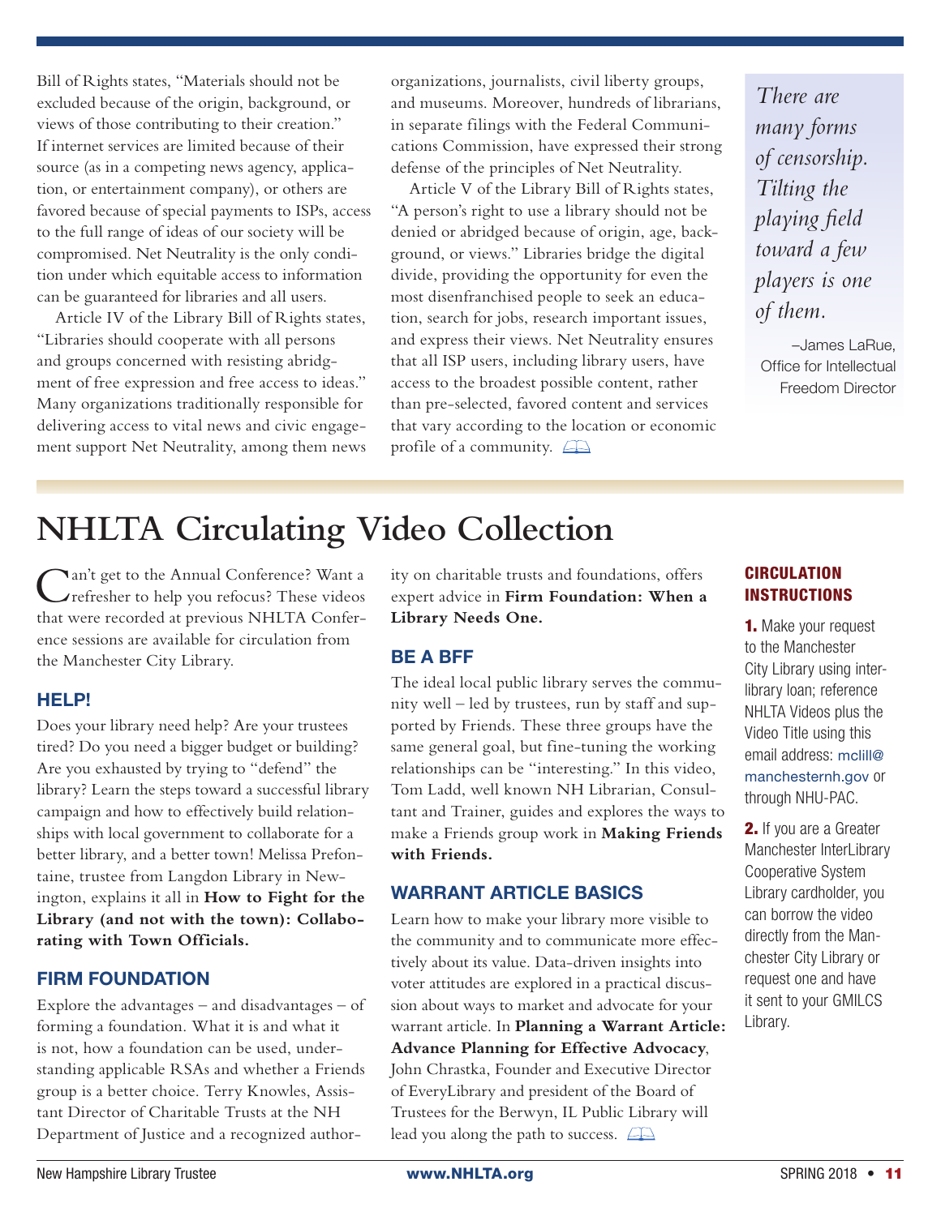Bill of Rights states, "Materials should not be excluded because of the origin, background, or views of those contributing to their creation." If internet services are limited because of their source (as in a competing news agency, application, or entertainment company), or others are favored because of special payments to ISPs, access to the full range of ideas of our society will be compromised. Net Neutrality is the only condition under which equitable access to information can be guaranteed for libraries and all users.

Article IV of the Library Bill of Rights states, "Libraries should cooperate with all persons and groups concerned with resisting abridgment of free expression and free access to ideas." Many organizations traditionally responsible for delivering access to vital news and civic engagement support Net Neutrality, among them news organizations, journalists, civil liberty groups, and museums. Moreover, hundreds of librarians, in separate filings with the Federal Communications Commission, have expressed their strong defense of the principles of Net Neutrality.

Article V of the Library Bill of Rights states, "A person's right to use a library should not be denied or abridged because of origin, age, background, or views." Libraries bridge the digital divide, providing the opportunity for even the most disenfranchised people to seek an education, search for jobs, research important issues, and express their views. Net Neutrality ensures that all ISP users, including library users, have access to the broadest possible content, rather than pre-selected, favored content and services that vary according to the location or economic profile of a community.

> *There are many forms of censorship. Tilting the playing field toward a few players is one of them.*
>
> –James LaRue, Office for Intellectual Freedom Director

# NHLTA Circulating Video Collection

Can't get to the Annual Conference? Want a refresher to help you refocus? These videos that were recorded at previous NHLTA Conference sessions are available for circulation from the Manchester City Library.

## HELP!

Does your library need help? Are your trustees tired? Do you need a bigger budget or building? Are you exhausted by trying to "defend" the library? Learn the steps toward a successful library campaign and how to effectively build relationships with local government to collaborate for a better library, and a better town! Melissa Prefontaine, trustee from Langdon Library in Newington, explains it all in **How to Fight for the Library (and not with the town): Collaborating with Town Officials.**

## FIRM FOUNDATION

Explore the advantages – and disadvantages – of forming a foundation. What it is and what it is not, how a foundation can be used, understanding applicable RSAs and whether a Friends group is a better choice. Terry Knowles, Assistant Director of Charitable Trusts at the NH Department of Justice and a recognized authority on charitable trusts and foundations, offers expert advice in **Firm Foundation: When a Library Needs One.**

## BE A BFF

The ideal local public library serves the community well – led by trustees, run by staff and supported by Friends. These three groups have the same general goal, but fine-tuning the working relationships can be "interesting." In this video, Tom Ladd, well known NH Librarian, Consultant and Trainer, guides and explores the ways to make a Friends group work in **Making Friends with Friends.**

## WARRANT ARTICLE BASICS

Learn how to make your library more visible to the community and to communicate more effectively about its value. Data-driven insights into voter attitudes are explored in a practical discussion about ways to market and advocate for your warrant article. In **Planning a Warrant Article: Advance Planning for Effective Advocacy**, John Chrastka, Founder and Executive Director of EveryLibrary and president of the Board of Trustees for the Berwyn, IL Public Library will lead you along the path to success.

## CIRCULATION INSTRUCTIONS

**1.** Make your request to the Manchester City Library using interlibrary loan; reference NHLTA Videos plus the Video Title using this email address: mclill@manchesternh.gov or through NHU-PAC.

**2.** If you are a Greater Manchester InterLibrary Cooperative System Library cardholder, you can borrow the video directly from the Manchester City Library or request one and have it sent to your GMILCS Library.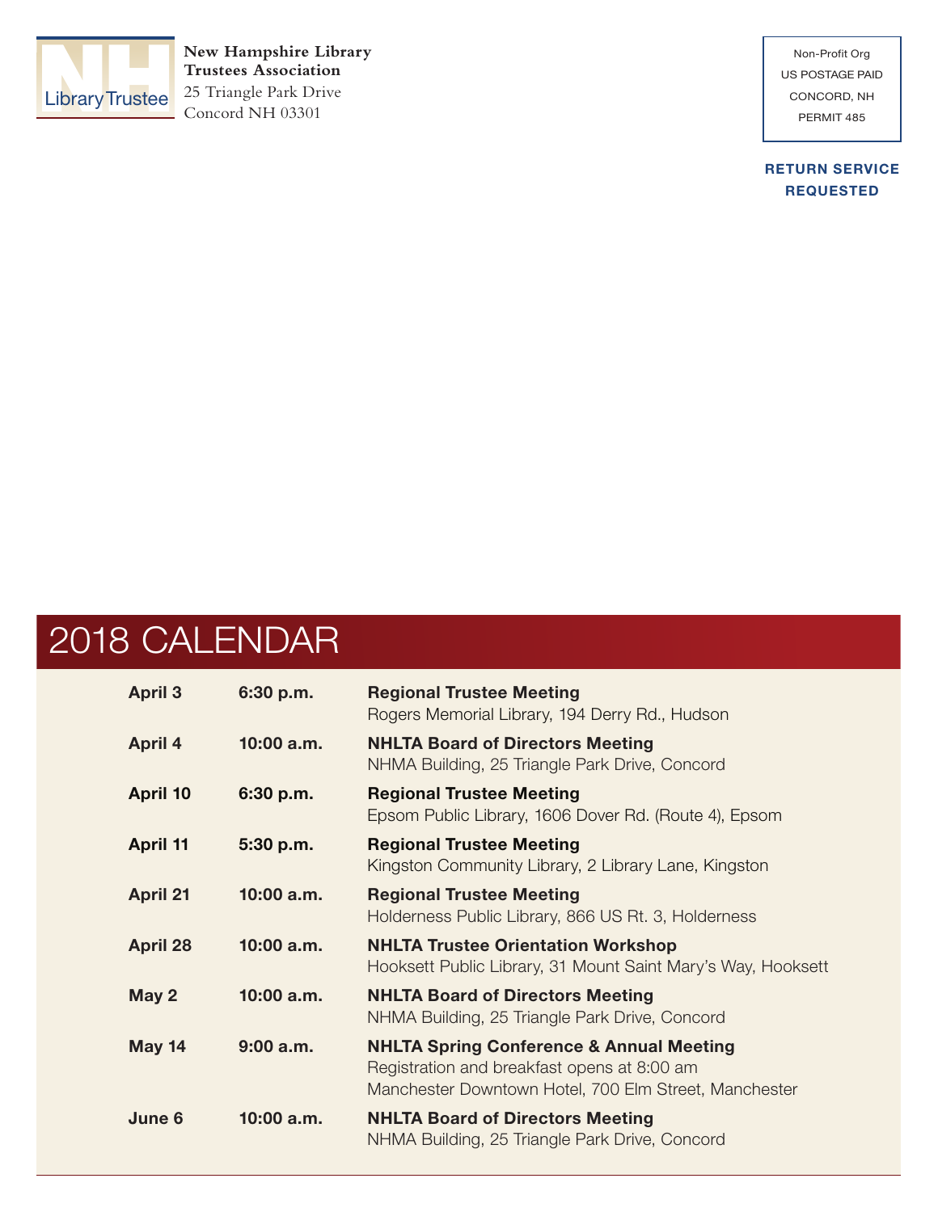**New Hampshire Library Trustees Association**
25 Triangle Park Drive
Concord NH 03301

Non-Profit Org
US POSTAGE PAID
CONCORD, NH
PERMIT 485

**RETURN SERVICE REQUESTED**

# 2018 CALENDAR

| | | |
|---|---|---|
| **April 3** | **6:30 p.m.** | **Regional Trustee Meeting**<br>Rogers Memorial Library, 194 Derry Rd., Hudson |
| **April 4** | **10:00 a.m.** | **NHLTA Board of Directors Meeting**<br>NHMA Building, 25 Triangle Park Drive, Concord |
| **April 10** | **6:30 p.m.** | **Regional Trustee Meeting**<br>Epsom Public Library, 1606 Dover Rd. (Route 4), Epsom |
| **April 11** | **5:30 p.m.** | **Regional Trustee Meeting**<br>Kingston Community Library, 2 Library Lane, Kingston |
| **April 21** | **10:00 a.m.** | **Regional Trustee Meeting**<br>Holderness Public Library, 866 US Rt. 3, Holderness |
| **April 28** | **10:00 a.m.** | **NHLTA Trustee Orientation Workshop**<br>Hooksett Public Library, 31 Mount Saint Mary's Way, Hooksett |
| **May 2** | **10:00 a.m.** | **NHLTA Board of Directors Meeting**<br>NHMA Building, 25 Triangle Park Drive, Concord |
| **May 14** | **9:00 a.m.** | **NHLTA Spring Conference & Annual Meeting**<br>Registration and breakfast opens at 8:00 am<br>Manchester Downtown Hotel, 700 Elm Street, Manchester |
| **June 6** | **10:00 a.m.** | **NHLTA Board of Directors Meeting**<br>NHMA Building, 25 Triangle Park Drive, Concord |